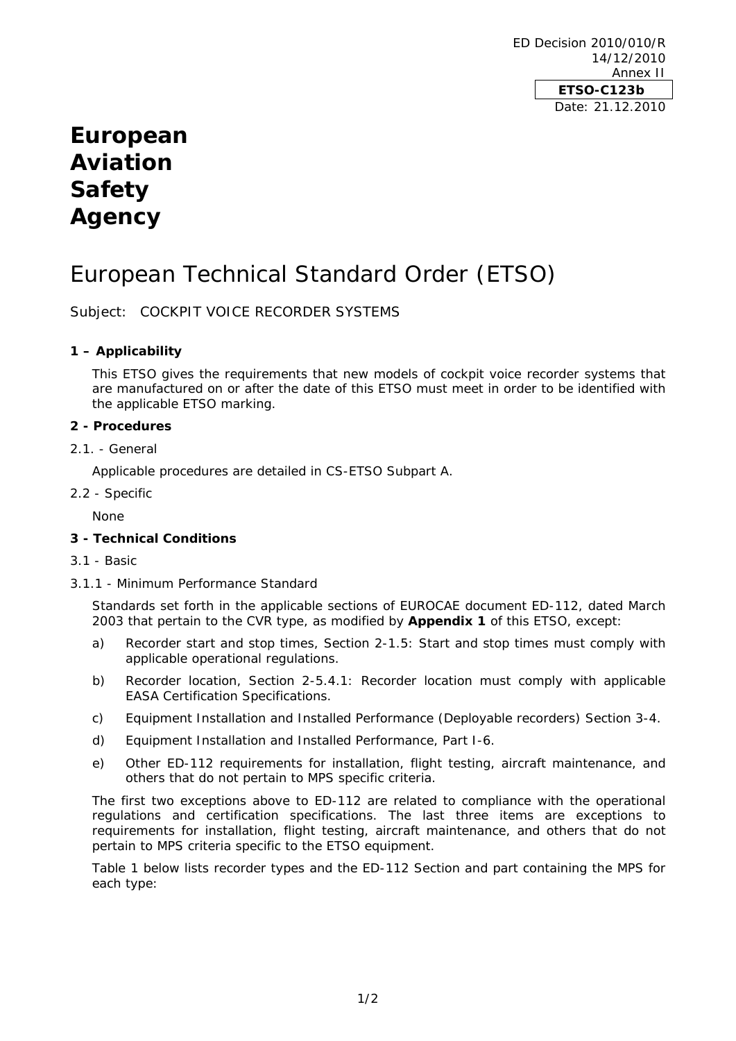ED Decision 2010/010/R
14/12/2010
Annex II

**ETSO-C123b**

Date: 21.12.2010

# European Aviation Safety Agency

# European Technical Standard Order (ETSO)

Subject: COCKPIT VOICE RECORDER SYSTEMS

## 1 – Applicability

This ETSO gives the requirements that new models of cockpit voice recorder systems that are manufactured on or after the date of this ETSO must meet in order to be identified with the applicable ETSO marking.

## 2 - Procedures

2.1. - General

Applicable procedures are detailed in CS-ETSO Subpart A.

2.2 - Specific

None

## 3 - Technical Conditions

3.1 - Basic

3.1.1 - Minimum Performance Standard

Standards set forth in the applicable sections of EUROCAE document ED-112, dated March 2003 that pertain to the CVR type, as modified by **Appendix 1** of this ETSO, except:

a) Recorder start and stop times, Section 2-1.5: Start and stop times must comply with applicable operational regulations.

b) Recorder location, Section 2-5.4.1: Recorder location must comply with applicable EASA Certification Specifications.

c) Equipment Installation and Installed Performance (Deployable recorders) Section 3-4.

d) Equipment Installation and Installed Performance, Part I-6.

e) Other ED-112 requirements for installation, flight testing, aircraft maintenance, and others that do not pertain to MPS specific criteria.

The first two exceptions above to ED-112 are related to compliance with the operational regulations and certification specifications. The last three items are exceptions to requirements for installation, flight testing, aircraft maintenance, and others that do not pertain to MPS criteria specific to the ETSO equipment.

Table 1 below lists recorder types and the ED-112 Section and part containing the MPS for each type: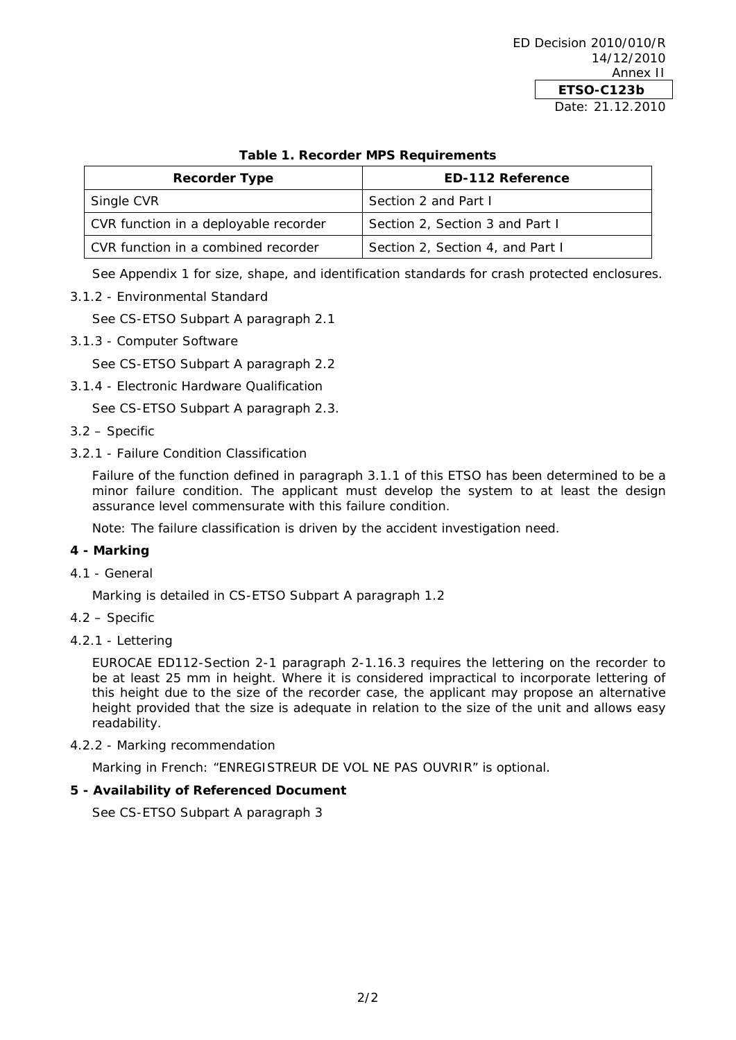**Table 1. Recorder MPS Requirements**

| Recorder Type | ED-112 Reference |
|---|---|
| Single CVR | Section 2 and Part I |
| CVR function in a deployable recorder | Section 2, Section 3 and Part I |
| CVR function in a combined recorder | Section 2, Section 4, and Part I |

See Appendix 1 for size, shape, and identification standards for crash protected enclosures.

3.1.2 - Environmental Standard

See CS-ETSO Subpart A paragraph 2.1

3.1.3 - Computer Software

See CS-ETSO Subpart A paragraph 2.2

3.1.4 - Electronic Hardware Qualification

See CS-ETSO Subpart A paragraph 2.3.

3.2 – Specific

3.2.1 - Failure Condition Classification

Failure of the function defined in paragraph 3.1.1 of this ETSO has been determined to be a minor failure condition. The applicant must develop the system to at least the design assurance level commensurate with this failure condition.

Note: The failure classification is driven by the accident investigation need.

**4 - Marking**

4.1 - General

Marking is detailed in CS-ETSO Subpart A paragraph 1.2

4.2 – Specific

4.2.1 - Lettering

EUROCAE ED112-Section 2-1 paragraph 2-1.16.3 requires the lettering on the recorder to be at least 25 mm in height. Where it is considered impractical to incorporate lettering of this height due to the size of the recorder case, the applicant may propose an alternative height provided that the size is adequate in relation to the size of the unit and allows easy readability.

4.2.2 - Marking recommendation

Marking in French: "ENREGISTREUR DE VOL NE PAS OUVRIR" is optional.

**5 - Availability of Referenced Document**

See CS-ETSO Subpart A paragraph 3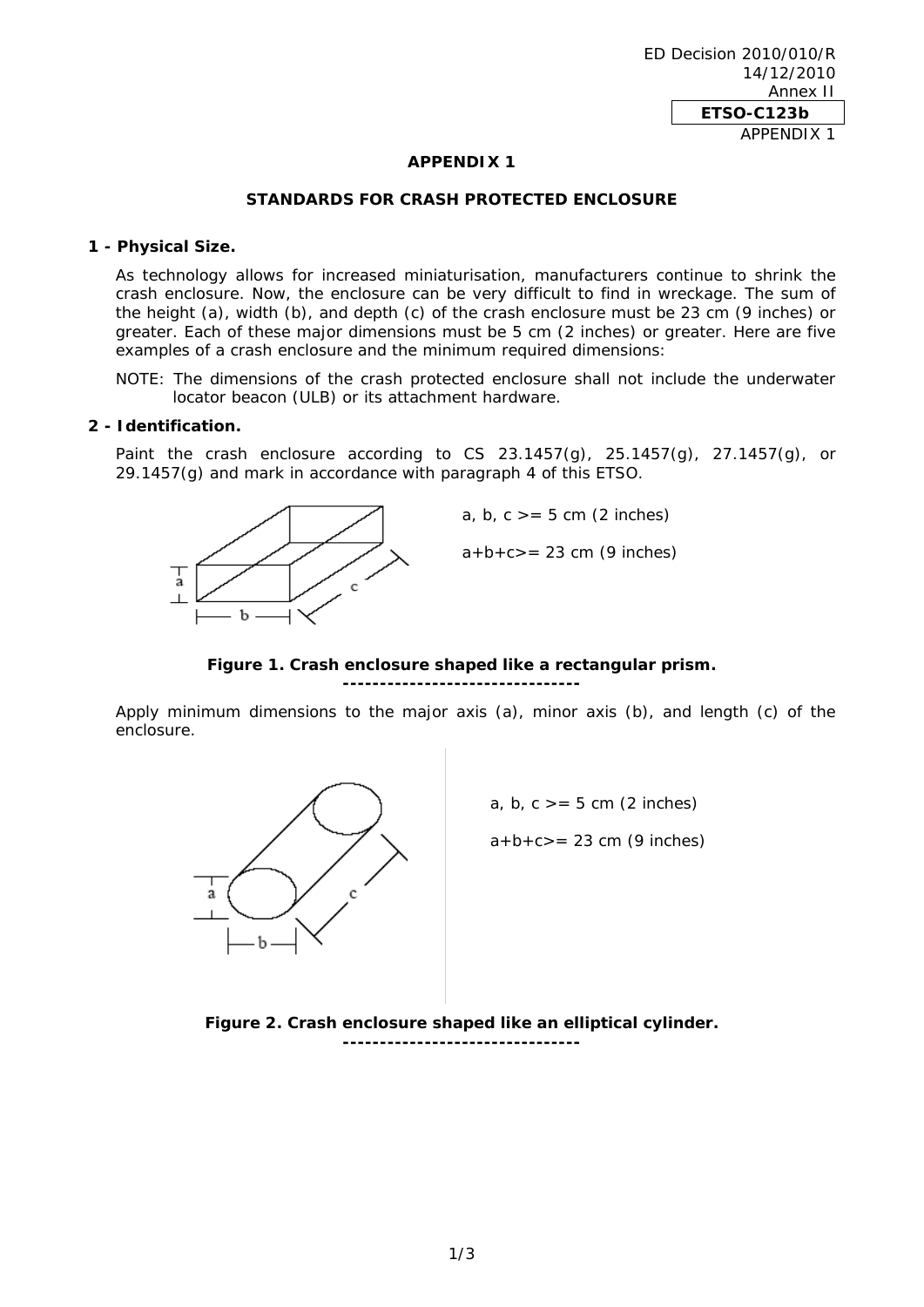## APPENDIX 1

## STANDARDS FOR CRASH PROTECTED ENCLOSURE

### 1 - Physical Size.

As technology allows for increased miniaturisation, manufacturers continue to shrink the crash enclosure. Now, the enclosure can be very difficult to find in wreckage. The sum of the height (a), width (b), and depth (c) of the crash enclosure must be 23 cm (9 inches) or greater. Each of these major dimensions must be 5 cm (2 inches) or greater. Here are five examples of a crash enclosure and the minimum required dimensions:

NOTE: The dimensions of the crash protected enclosure shall not include the underwater locator beacon (ULB) or its attachment hardware.

### 2 - Identification.

Paint the crash enclosure according to CS 23.1457(g), 25.1457(g), 27.1457(g), or 29.1457(g) and mark in accordance with paragraph 4 of this ETSO.

a, b, c >= 5 cm (2 inches)

a+b+c>= 23 cm (9 inches)

**Figure 1. Crash enclosure shaped like a rectangular prism.**

--------------------------------

Apply minimum dimensions to the major axis (a), minor axis (b), and length (c) of the enclosure.

a, b, c >= 5 cm (2 inches)

a+b+c>= 23 cm (9 inches)

**Figure 2. Crash enclosure shaped like an elliptical cylinder.**

--------------------------------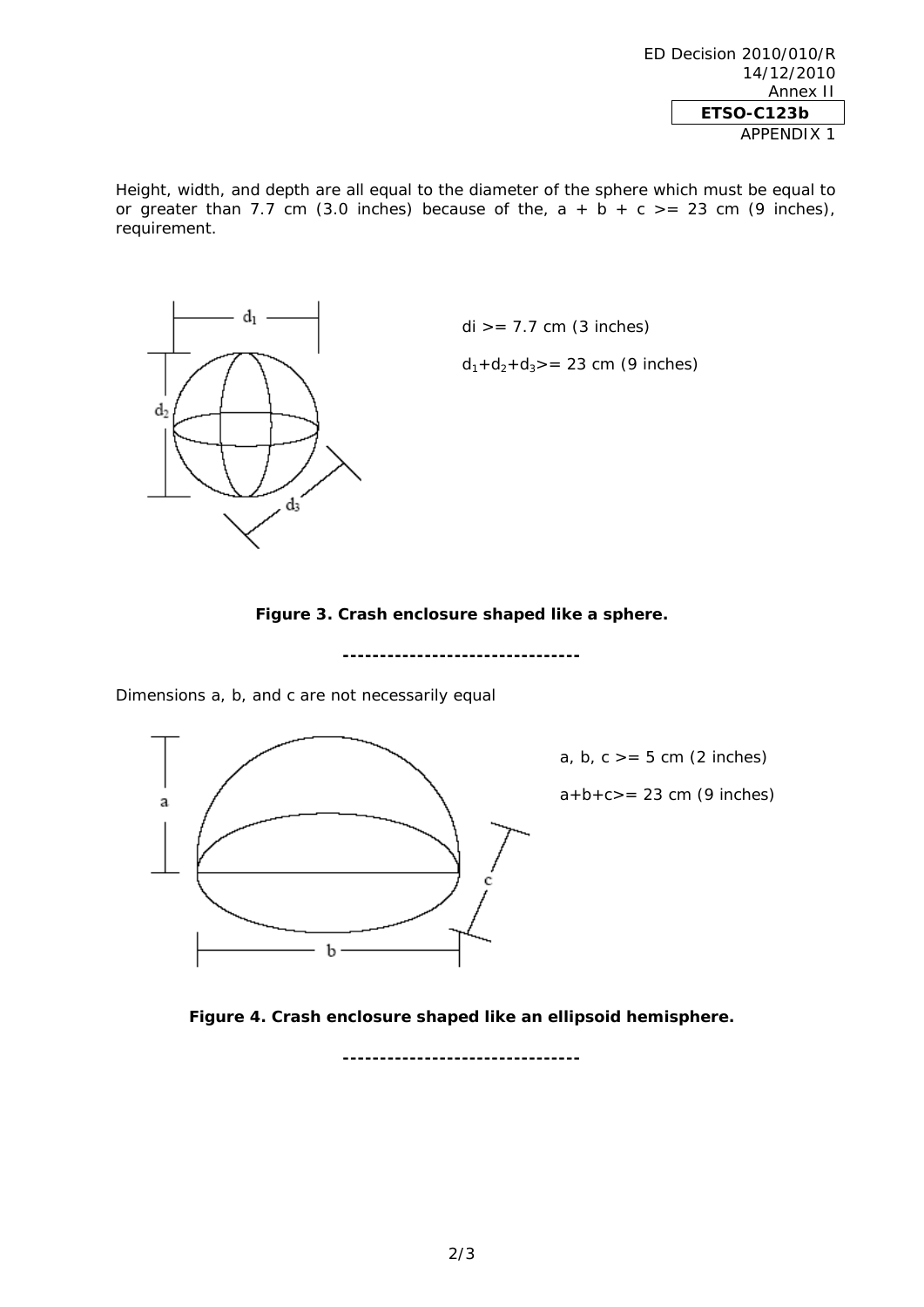Height, width, and depth are all equal to the diameter of the sphere which must be equal to or greater than 7.7 cm (3.0 inches) because of the, a + b + c >= 23 cm (9 inches), requirement.

$d_1$

$d_2$

$d_3$

di >= 7.7 cm (3 inches)

$d_1+d_2+d_3$>= 23 cm (9 inches)

**Figure 3. Crash enclosure shaped like a sphere.**

--------------------------------

Dimensions a, b, and c are not necessarily equal

a

b

c

a, b, c >= 5 cm (2 inches)

a+b+c>= 23 cm (9 inches)

**Figure 4. Crash enclosure shaped like an ellipsoid hemisphere.**

--------------------------------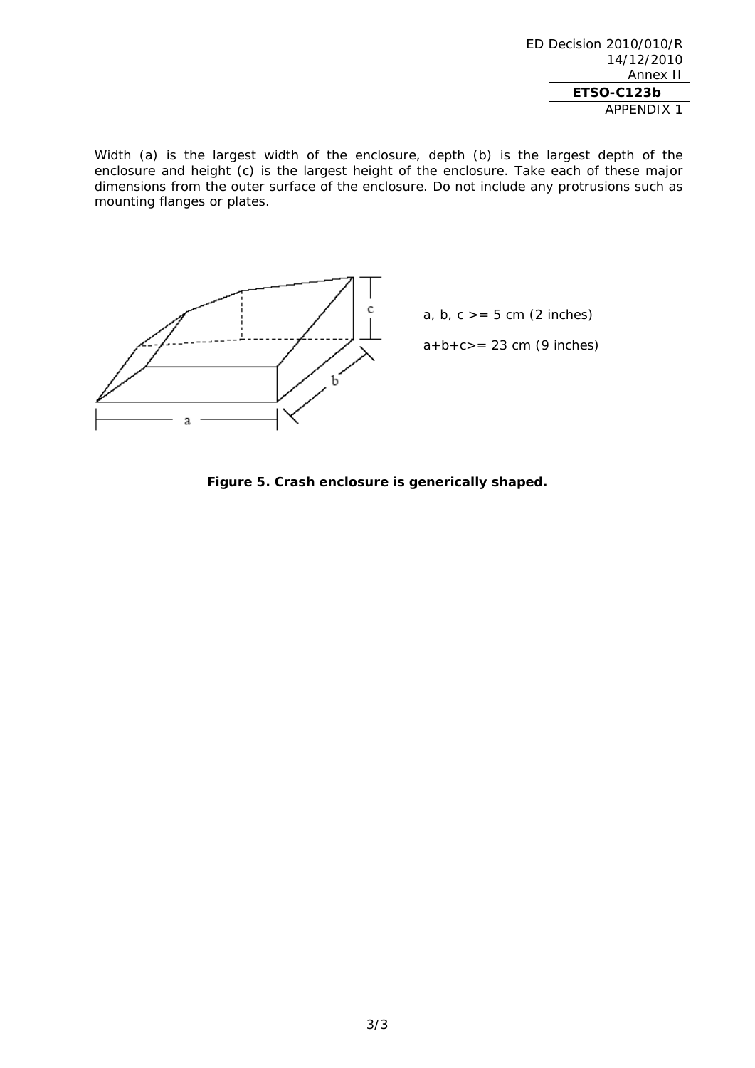Width (a) is the largest width of the enclosure, depth (b) is the largest depth of the enclosure and height (c) is the largest height of the enclosure. Take each of these major dimensions from the outer surface of the enclosure. Do not include any protrusions such as mounting flanges or plates.

c

b

a

a, b, c >= 5 cm (2 inches)

a+b+c>= 23 cm (9 inches)

**Figure 5. Crash enclosure is generically shaped.**